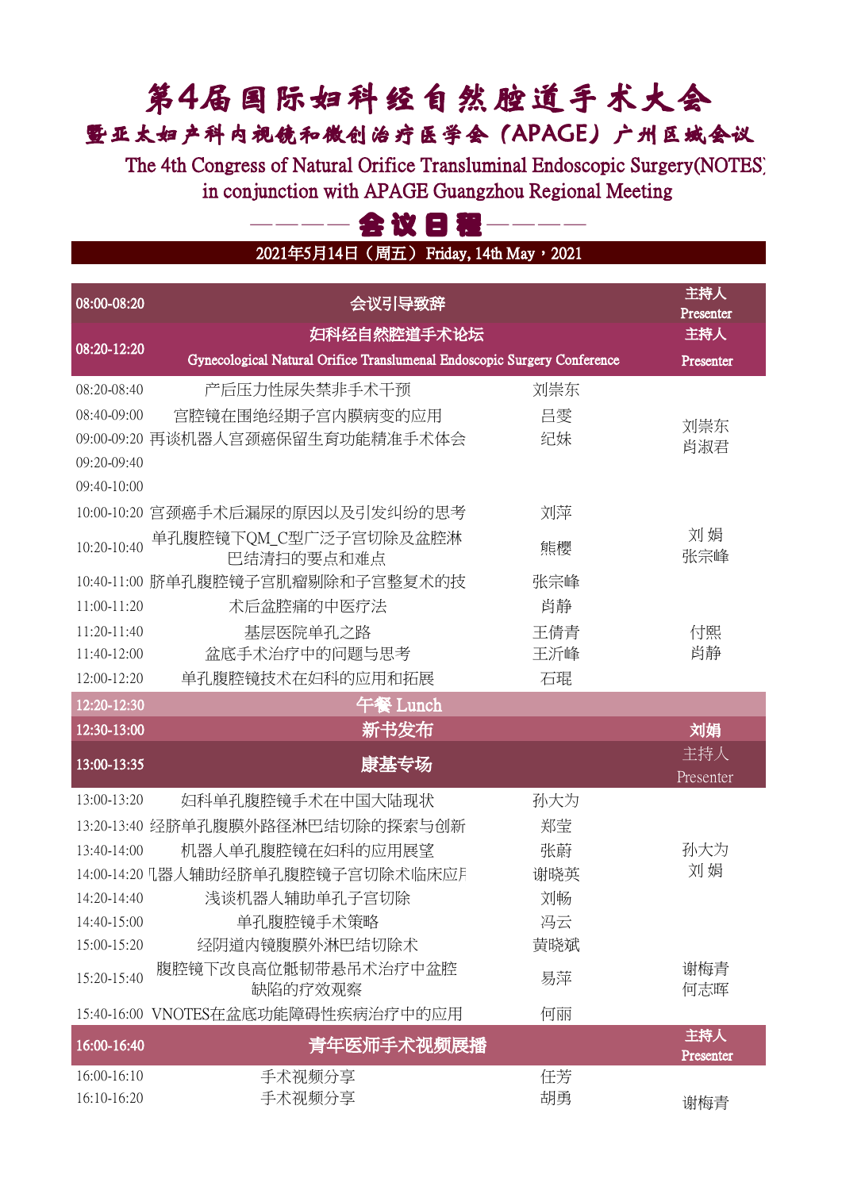# 第4届国际妇科经自然腔道手术大会

## 暨亚太妇产科内视镜和微创治疗医学会（APAGE）广州区域会议

The 4th Congress of Natural Orifice Transluminal Endoscopic Surgery(NOTES)
in conjunction with APAGE Guangzhou Regional Meeting

## ———— 会议日程 ————

**2021年5月14日（周五） Friday, 14th May，2021**

| 时间 | 内容 | 讲者 | 主持人 |
|---|---|---|---|
| **08:00-08:20** | **会议引导致辞** | | **主持人 Presenter** |
| **08:20-12:20** | **妇科经自然腔道手术论坛 Gynecological Natural Orifice Translumenal Endoscopic Surgery Conference** | | **主持人 Presenter** |
| 08:20-08:40 | 产后压力性尿失禁非手术干预 | 刘崇东 | 刘崇东 肖淑君 |
| 08:40-09:00 | 宫腔镜在围绝经期子宫内膜病变的应用 | 吕雯 | |
| 09:00-09:20 | 再谈机器人宫颈癌保留生育功能精准手术体会 | 纪妹 | |
| 09:20-09:40 | | | |
| 09:40-10:00 | | | |
| 10:00-10:20 | 宫颈癌手术后漏尿的原因以及引发纠纷的思考 | 刘萍 | 刘 娟 张宗峰 |
| 10:20-10:40 | 单孔腹腔镜下QM_C型广泛子宫切除及盆腔淋巴结清扫的要点和难点 | 熊樱 | |
| 10:40-11:00 | 脐单孔腹腔镜子宫肌瘤剔除和子宫整复术的技 | 张宗峰 | |
| 11:00-11:20 | 术后盆腔痛的中医疗法 | 肖静 | |
| 11:20-11:40 | 基层医院单孔之路 | 王倩青 | 付熙 肖静 |
| 11:40-12:00 | 盆底手术治疗中的问题与思考 | 王沂峰 | |
| 12:00-12:20 | 单孔腹腔镜技术在妇科的应用和拓展 | 石琨 | |
| **12:20-12:30** | **午餐 Lunch** | | |
| **12:30-13:00** | **新书发布** | | **刘娟** |
| **13:00-13:35** | **康基专场** | | 主持人 Presenter |
| 13:00-13:20 | 妇科单孔腹腔镜手术在中国大陆现状 | 孙大为 | 孙大为 刘 娟 |
| 13:20-13:40 | 经脐单孔腹膜外路径淋巴结切除的探索与创新 | 郑莹 | |
| 13:40-14:00 | 机器人单孔腹腔镜在妇科的应用展望 | 张蔚 | |
| 14:00-14:20 | 几器人辅助经脐单孔腹腔镜子宫切除术临床应月 | 谢晓英 | |
| 14:20-14:40 | 浅谈机器人辅助单孔子宫切除 | 刘畅 | |
| 14:40-15:00 | 单孔腹腔镜手术策略 | 冯云 | |
| 15:00-15:20 | 经阴道内镜腹膜外淋巴结切除术 | 黄晓斌 | 谢梅青 何志晖 |
| 15:20-15:40 | 腹腔镜下改良高位骶韧带悬吊术治疗中盆腔缺陷的疗效观察 | 易萍 | |
| 15:40-16:00 | VNOTES在盆底功能障碍性疾病治疗中的应用 | 何丽 | |
| **16:00-16:40** | **青年医师手术视频展播** | | **主持人 Presenter** |
| 16:00-16:10 | 手术视频分享 | 任芳 | 谢梅青 |
| 16:10-16:20 | 手术视频分享 | 胡勇 | |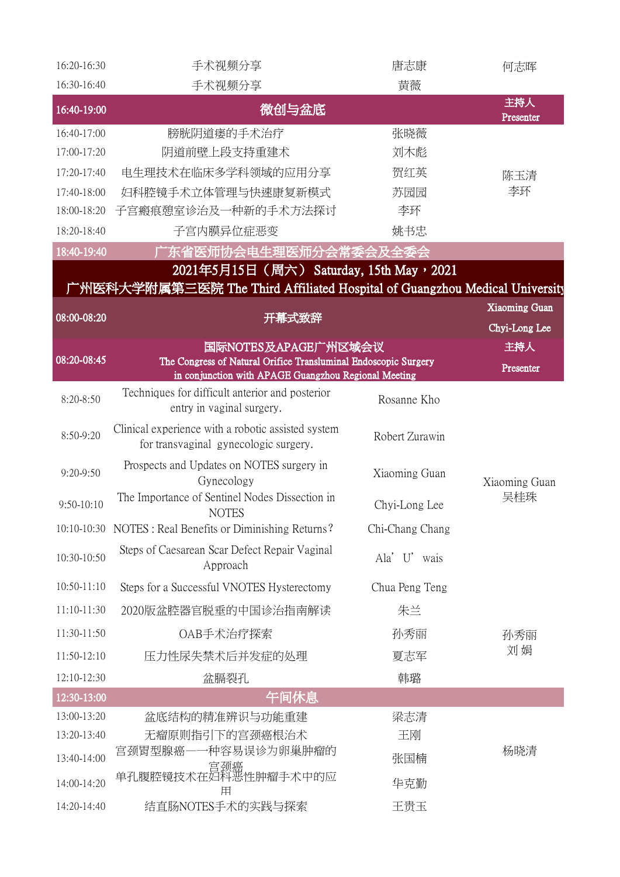| | | | |
|---|---|---|---|
| 16:20-16:30 | 手术视频分享 | 唐志康 | 何志晖 |
| 16:30-16:40 | 手术视频分享 | 黄薇 | |
| **16:40-19:00** | **微创与盆底** | | **主持人 Presenter** |
| 16:40-17:00 | 膀胱阴道瘘的手术治疗 | 张晓薇 | 陈玉清<br>李环 |
| 17:00-17:20 | 阴道前壁上段支持重建术 | 刘木彪 | |
| 17:20-17:40 | 电生理技术在临床多学科领域的应用分享 | 贺红英 | |
| 17:40-18:00 | 妇科腔镜手术立体管理与快速康复新模式 | 苏园园 | |
| 18:00-18:20 | 子宫瘢痕憩室诊治及一种新的手术方法探讨 | 李环 | |
| 18:20-18:40 | 子宫内膜异位症恶变 | 姚书忠 | |
| **18:40-19:40** | **广东省医师协会电生理医师分会常委会及全委会** | | |
| **2021年5月15日（周六） Saturday, 15th May，2021<br>广州医科大学附属第三医院 The Third Affiliated Hospital of Guangzhou Medical University** | | | |
| **08:00-08:20** | **开幕式致辞** | | **Xiaoming Guan<br>Chyi-Long Lee** |
| **08:20-08:45** | **国际NOTES及APAGE广州区域会议<br>The Congress of Natural Orifice Transluminal Endoscopic Surgery in conjunction with APAGE Guangzhou Regional Meeting** | | **主持人 Presenter** |
| 8:20-8:50 | Techniques for difficult anterior and posterior entry in vaginal surgery. | Rosanne Kho | Xiaoming Guan<br>吴桂珠 |
| 8:50-9:20 | Clinical experience with a robotic assisted system for transvaginal gynecologic surgery. | Robert Zurawin | |
| 9:20-9:50 | Prospects and Updates on NOTES surgery in Gynecology | Xiaoming Guan | |
| 9:50-10:10 | The Importance of Sentinel Nodes Dissection in NOTES | Chyi-Long Lee | |
| 10:10-10:30 | NOTES : Real Benefits or Diminishing Returns？ | Chi-Chang Chang | |
| 10:30-10:50 | Steps of Caesarean Scar Defect Repair Vaginal Approach | Ala' U' wais | |
| 10:50-11:10 | Steps for a Successful VNOTES Hysterectomy | Chua Peng Teng | |
| 11:10-11:30 | 2020版盆腔器官脱垂的中国诊治指南解读 | 朱兰 | 孙秀丽<br>刘娟 |
| 11:30-11:50 | OAB手术治疗探索 | 孙秀丽 | |
| 11:50-12:10 | 压力性尿失禁术后并发症的处理 | 夏志军 | |
| 12:10-12:30 | 盆膈裂孔 | 韩璐 | |
| **12:30-13:00** | **午间休息** | | |
| 13:00-13:20 | 盆底结构的精准辨识与功能重建 | 梁志清 | 杨晓清 |
| 13:20-13:40 | 无瘤原则指引下的宫颈癌根治术 | 王刚 | |
| 13:40-14:00 | 宫颈胃型腺癌——一种容易误诊为卵巢肿瘤的宫颈癌 | 张国楠 | |
| 14:00-14:20 | 单孔腹腔镜技术在妇科恶性肿瘤手术中的应用 | 华克勤 | |
| 14:20-14:40 | 结直肠NOTES手术的实践与探索 | 王贵玉 | |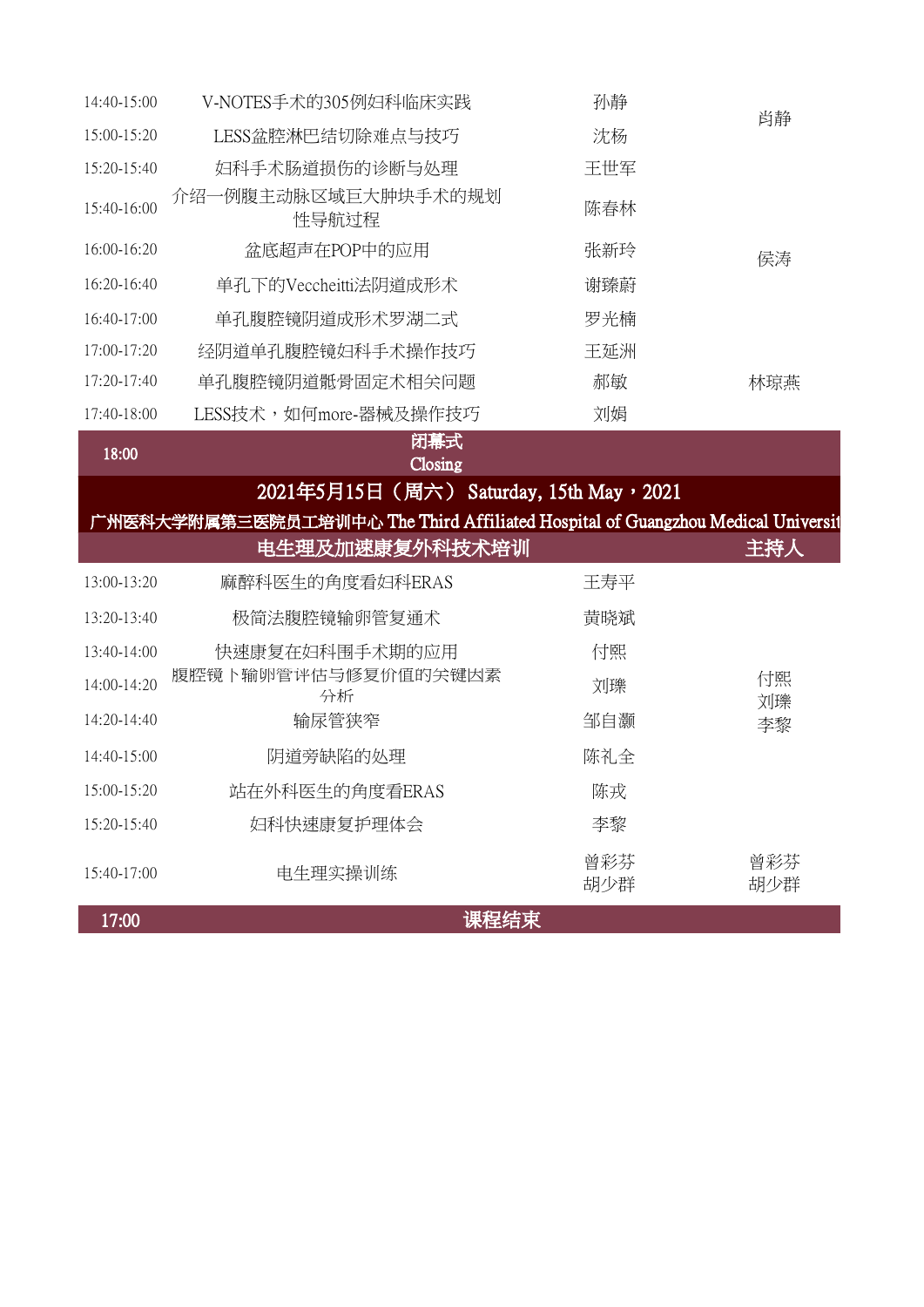| | | | |
|---|---|---|---|
| 14:40-15:00 | V-NOTES手术的305例妇科临床实践 | 孙静 | 肖静 |
| 15:00-15:20 | LESS盆腔淋巴结切除难点与技巧 | 沈杨 | |
| 15:20-15:40 | 妇科手术肠道损伤的诊断与处理 | 王世军 | |
| 15:40-16:00 | 介绍一例腹主动脉区域巨大肿块手术的规划性导航过程 | 陈春林 | |
| 16:00-16:20 | 盆底超声在POP中的应用 | 张新玲 | 侯涛 |
| 16:20-16:40 | 单孔下的Vecche​itti法阴道成形术 | 谢臻蔚 | |
| 16:40-17:00 | 单孔腹腔镜阴道成形术罗湖二式 | 罗光楠 | |
| 17:00-17:20 | 经阴道单孔腹腔镜妇科手术操作技巧 | 王延洲 | |
| 17:20-17:40 | 单孔腹腔镜阴道骶骨固定术相关问题 | 郝敏 | 林琼燕 |
| 17:40-18:00 | LESS技术，如何more-器械及操作技巧 | 刘娟 | |
| **18:00** | **闭幕式 Closing** | | |

**2021年5月15日（周六） Saturday, 15th May，2021**

**广州医科大学附属第三医院员工培训中心 The Third Affiliated Hospital of Guangzhou Medical Universit**

| | **电生理及加速康复外科技术培训** | | **主持人** |
|---|---|---|---|
| 13:00-13:20 | 麻醉科医生的角度看妇科ERAS | 王寿平 | |
| 13:20-13:40 | 极简法腹腔镜输卵管复通术 | 黄晓斌 | |
| 13:40-14:00 | 快速康复在妇科围手术期的应用 | 付熙 | |
| 14:00-14:20 | 腹腔镜下输卵管评估与修复价值的关键因素分析 | 刘璨 | 付熙<br>刘璨<br>李黎 |
| 14:20-14:40 | 输尿管狭窄 | 邹自灏 | |
| 14:40-15:00 | 阴道旁缺陷的处理 | 陈礼全 | |
| 15:00-15:20 | 站在外科医生的角度看ERAS | 陈戎 | |
| 15:20-15:40 | 妇科快速康复护理体会 | 李黎 | |
| 15:40-17:00 | 电生理实操训练 | 曾彩芬<br>胡少群 | 曾彩芬<br>胡少群 |
| **17:00** | **课程结束** | | |